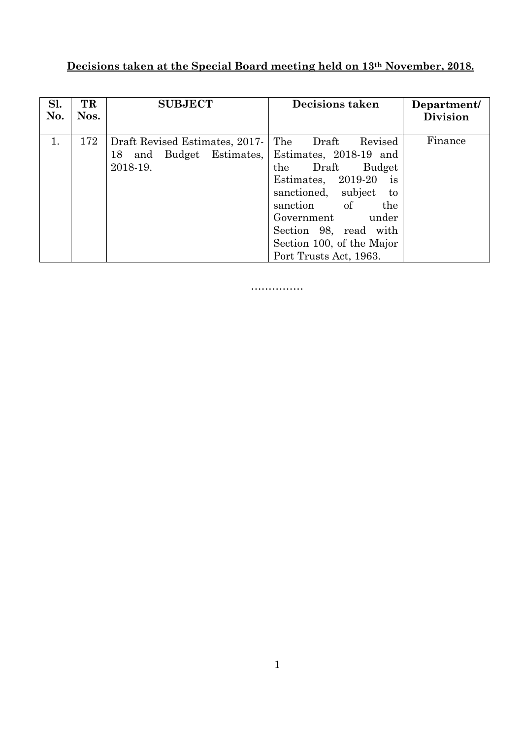**<u>Decisions taken at the Special Board meeting held on 13th November, 2018.</u>**

| Sl. No. | TR Nos. | SUBJECT | Decisions taken | Department/ Division |
|---|---|---|---|---|
| 1. | 172 | Draft Revised Estimates, 2017-18 and Budget Estimates, 2018-19. | The Draft Revised Estimates, 2018-19 and the Draft Budget Estimates, 2019-20 is sanctioned, subject to sanction of the Government under Section 98, read with Section 100, of the Major Port Trusts Act, 1963. | Finance |

……………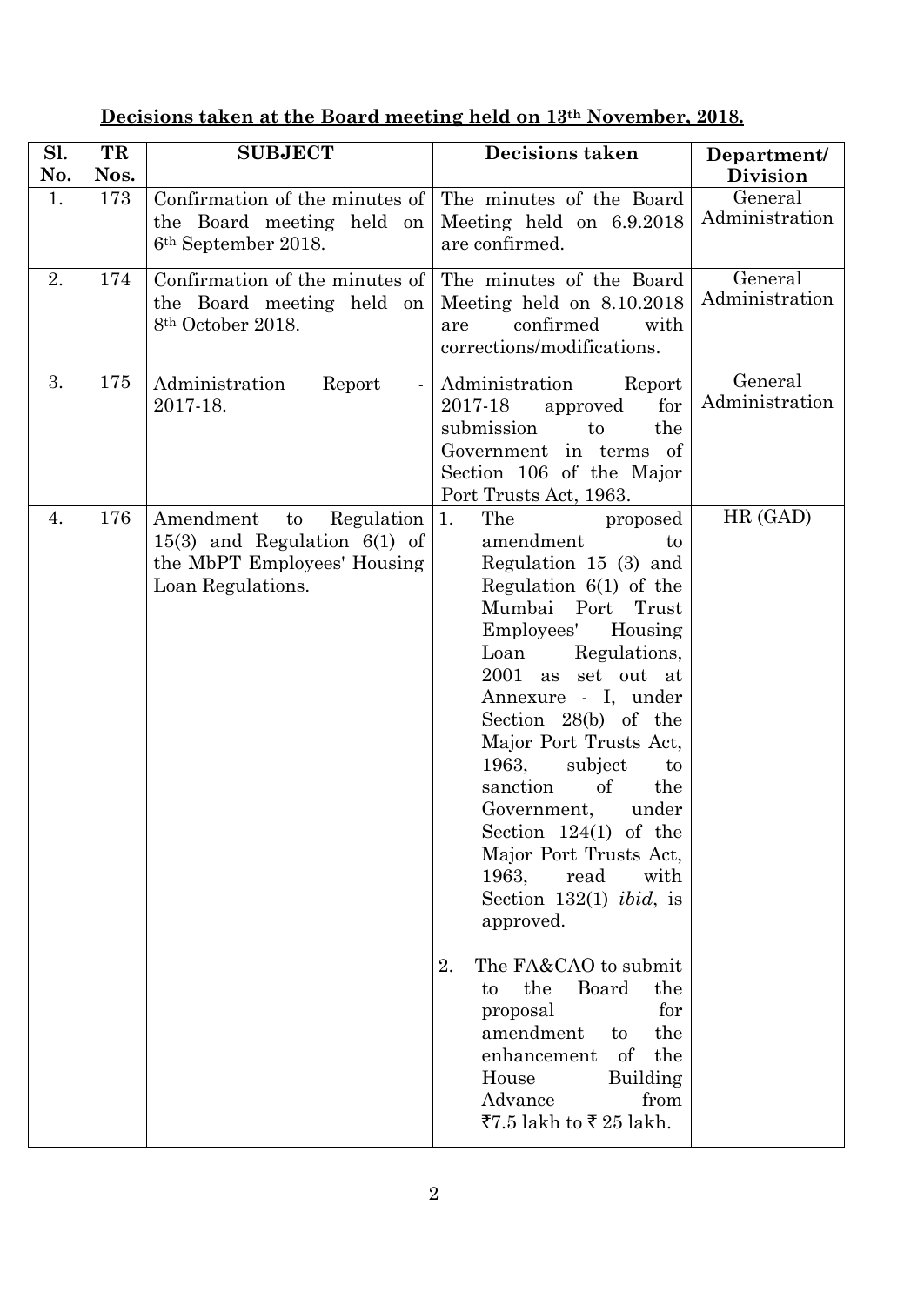**Decisions taken at the Board meeting held on 13th November, 2018.**

| Sl. No. | TR Nos. | SUBJECT | Decisions taken | Department/ Division |
|---|---|---|---|---|
| 1. | 173 | Confirmation of the minutes of the Board meeting held on 6th September 2018. | The minutes of the Board Meeting held on 6.9.2018 are confirmed. | General Administration |
| 2. | 174 | Confirmation of the minutes of the Board meeting held on 8th October 2018. | The minutes of the Board Meeting held on 8.10.2018 are confirmed with corrections/modifications. | General Administration |
| 3. | 175 | Administration Report - 2017-18. | Administration Report 2017-18 approved for submission to the Government in terms of Section 106 of the Major Port Trusts Act, 1963. | General Administration |
| 4. | 176 | Amendment to Regulation 15(3) and Regulation 6(1) of the MbPT Employees' Housing Loan Regulations. | 1. The proposed amendment to Regulation 15 (3) and Regulation 6(1) of the Mumbai Port Trust Employees' Housing Loan Regulations, 2001 as set out at Annexure - I, under Section 28(b) of the Major Port Trusts Act, 1963, subject to sanction of the Government, under Section 124(1) of the Major Port Trusts Act, 1963, read with Section 132(1) *ibid*, is approved.<br><br>2. The FA&CAO to submit to the Board the proposal for amendment to the enhancement of the House Building Advance from ₹7.5 lakh to ₹ 25 lakh. | HR (GAD) |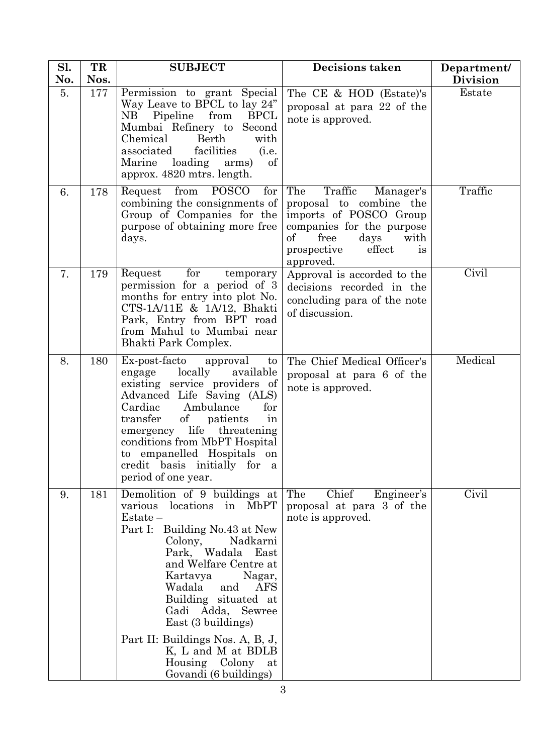| Sl. No. | TR Nos. | SUBJECT | Decisions taken | Department/ Division |
|---|---|---|---|---|
| 5. | 177 | Permission to grant Special Way Leave to BPCL to lay 24" NB Pipeline from BPCL Mumbai Refinery to Second Chemical Berth with associated facilities (i.e. Marine loading arms) of approx. 4820 mtrs. length. | The CE & HOD (Estate)'s proposal at para 22 of the note is approved. | Estate |
| 6. | 178 | Request from POSCO for combining the consignments of Group of Companies for the purpose of obtaining more free days. | The Traffic Manager's proposal to combine the imports of POSCO Group companies for the purpose of free days with prospective effect is approved. | Traffic |
| 7. | 179 | Request for temporary permission for a period of 3 months for entry into plot No. CTS-1A/11E & 1A/12, Bhakti Park, Entry from BPT road from Mahul to Mumbai near Bhakti Park Complex. | Approval is accorded to the decisions recorded in the concluding para of the note of discussion. | Civil |
| 8. | 180 | Ex-post-facto approval to engage locally available existing service providers of Advanced Life Saving (ALS) Cardiac Ambulance for transfer of patients in emergency life threatening conditions from MbPT Hospital to empanelled Hospitals on credit basis initially for a period of one year. | The Chief Medical Officer's proposal at para 6 of the note is approved. | Medical |
| 9. | 181 | Demolition of 9 buildings at various locations in MbPT Estate –<br>Part I: Building No.43 at New Colony, Nadkarni Park, Wadala East and Welfare Centre at Kartavya Nagar, Wadala and AFS Building situated at Gadi Adda, Sewree East (3 buildings)<br>Part II: Buildings Nos. A, B, J, K, L and M at BDLB Housing Colony at Govandi (6 buildings) | The Chief Engineer's proposal at para 3 of the note is approved. | Civil |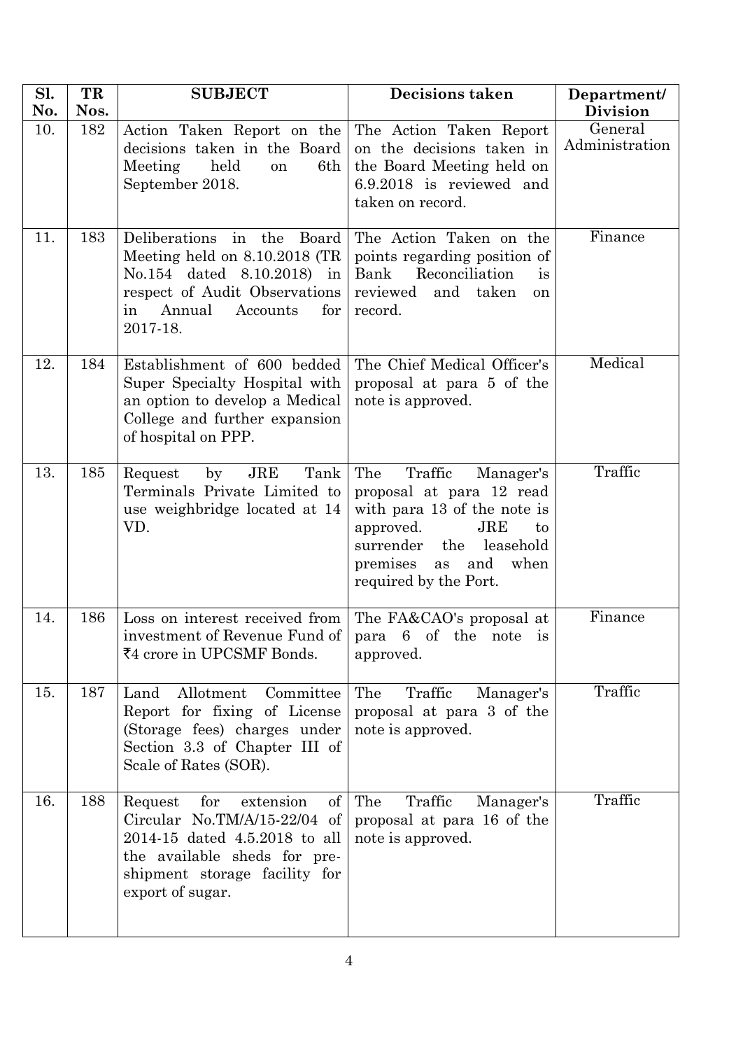| Sl. No. | TR Nos. | SUBJECT | Decisions taken | Department/ Division |
|---|---|---|---|---|
| 10. | 182 | Action Taken Report on the decisions taken in the Board Meeting held on 6th September 2018. | The Action Taken Report on the decisions taken in the Board Meeting held on 6.9.2018 is reviewed and taken on record. | General Administration |
| 11. | 183 | Deliberations in the Board Meeting held on 8.10.2018 (TR No.154 dated 8.10.2018) in respect of Audit Observations in Annual Accounts for 2017-18. | The Action Taken on the points regarding position of Bank Reconciliation is reviewed and taken on record. | Finance |
| 12. | 184 | Establishment of 600 bedded Super Specialty Hospital with an option to develop a Medical College and further expansion of hospital on PPP. | The Chief Medical Officer's proposal at para 5 of the note is approved. | Medical |
| 13. | 185 | Request by JRE Tank Terminals Private Limited to use weighbridge located at 14 VD. | The Traffic Manager's proposal at para 12 read with para 13 of the note is approved. JRE to surrender the leasehold premises as and when required by the Port. | Traffic |
| 14. | 186 | Loss on interest received from investment of Revenue Fund of ₹4 crore in UPCSMF Bonds. | The FA&CAO's proposal at para 6 of the note is approved. | Finance |
| 15. | 187 | Land Allotment Committee Report for fixing of License (Storage fees) charges under Section 3.3 of Chapter III of Scale of Rates (SOR). | The Traffic Manager's proposal at para 3 of the note is approved. | Traffic |
| 16. | 188 | Request for extension of Circular No.TM/A/15-22/04 of 2014-15 dated 4.5.2018 to all the available sheds for pre-shipment storage facility for export of sugar. | The Traffic Manager's proposal at para 16 of the note is approved. | Traffic |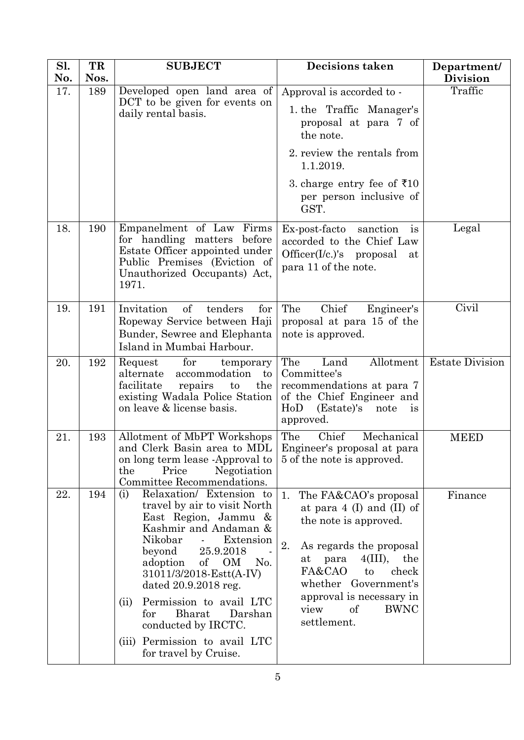| Sl. No. | TR Nos. | SUBJECT | Decisions taken | Department/ Division |
|---|---|---|---|---|
| 17. | 189 | Developed open land area of DCT to be given for events on daily rental basis. | Approval is accorded to - <br>1. the Traffic Manager's proposal at para 7 of the note. <br>2. review the rentals from 1.1.2019. <br>3. charge entry fee of ₹10 per person inclusive of GST. | Traffic |
| 18. | 190 | Empanelment of Law Firms for handling matters before Estate Officer appointed under Public Premises (Eviction of Unauthorized Occupants) Act, 1971. | Ex-post-facto sanction is accorded to the Chief Law Officer(I/c.)'s proposal at para 11 of the note. | Legal |
| 19. | 191 | Invitation of tenders for Ropeway Service between Haji Bunder, Sewree and Elephanta Island in Mumbai Harbour. | The Chief Engineer's proposal at para 15 of the note is approved. | Civil |
| 20. | 192 | Request for temporary alternate accommodation to facilitate repairs to the existing Wadala Police Station on leave & license basis. | The Land Allotment Committee's recommendations at para 7 of the Chief Engineer and HoD (Estate)'s note is approved. | Estate Division |
| 21. | 193 | Allotment of MbPT Workshops and Clerk Basin area to MDL on long term lease -Approval to the Price Negotiation Committee Recommendations. | The Chief Mechanical Engineer's proposal at para 5 of the note is approved. | MEED |
| 22. | 194 | (i) Relaxation/ Extension to travel by air to visit North East Region, Jammu & Kashmir and Andaman & Nikobar - Extension beyond 25.9.2018 - adoption of OM No. 31011/3/2018-Estt(A-IV) dated 20.9.2018 reg. <br>(ii) Permission to avail LTC for Bharat Darshan conducted by IRCTC. <br>(iii) Permission to avail LTC for travel by Cruise. | 1. The FA&CAO's proposal at para 4 (I) and (II) of the note is approved. <br>2. As regards the proposal at para 4(III), the FA&CAO to check whether Government's approval is necessary in view of BWNC settlement. | Finance |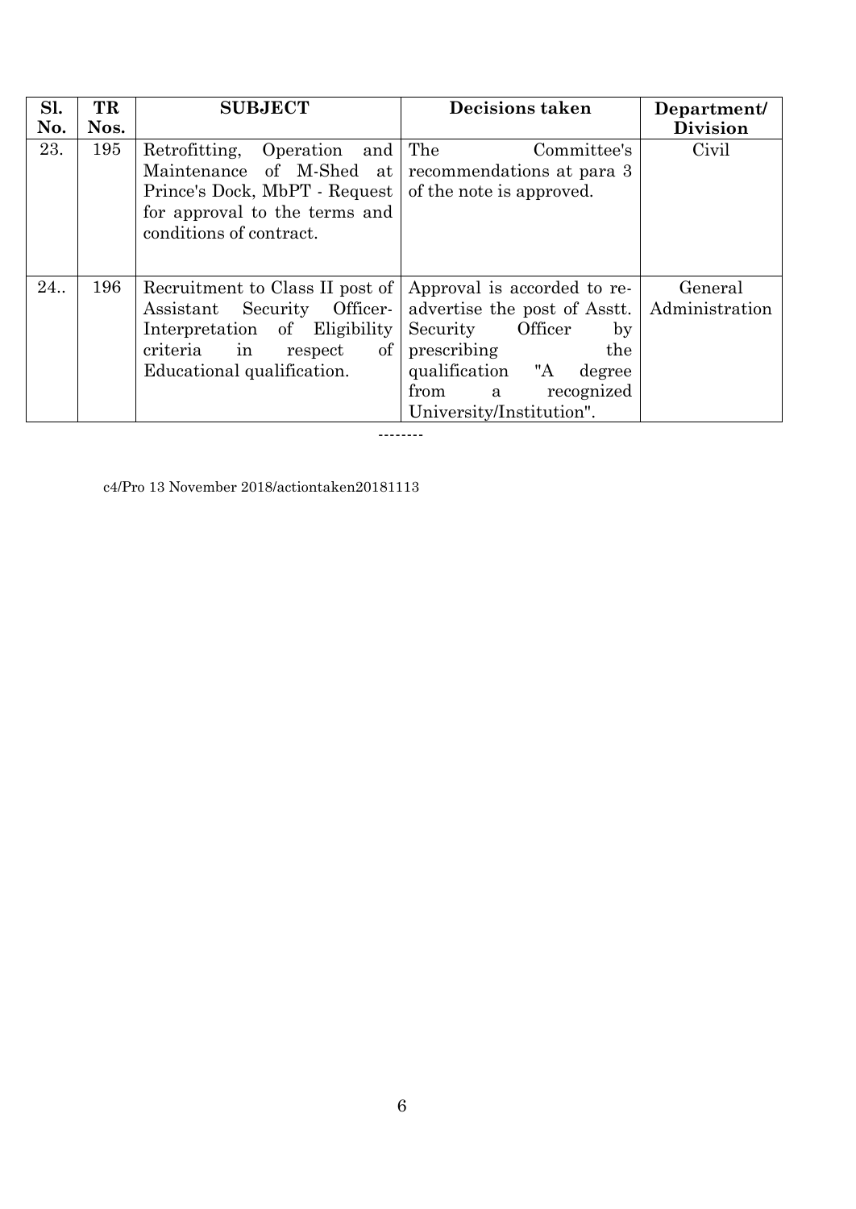| Sl. No. | TR Nos. | SUBJECT | Decisions taken | Department/ Division |
|---|---|---|---|---|
| 23. | 195 | Retrofitting, Operation and Maintenance of M-Shed at Prince's Dock, MbPT - Request for approval to the terms and conditions of contract. | The Committee's recommendations at para 3 of the note is approved. | Civil |
| 24.. | 196 | Recruitment to Class II post of Assistant Security Officer- Interpretation of Eligibility criteria in respect of Educational qualification. | Approval is accorded to re-advertise the post of Asstt. Security Officer by prescribing the qualification "A degree from a recognized University/Institution". | General Administration |

--------

c4/Pro 13 November 2018/actiontaken20181113